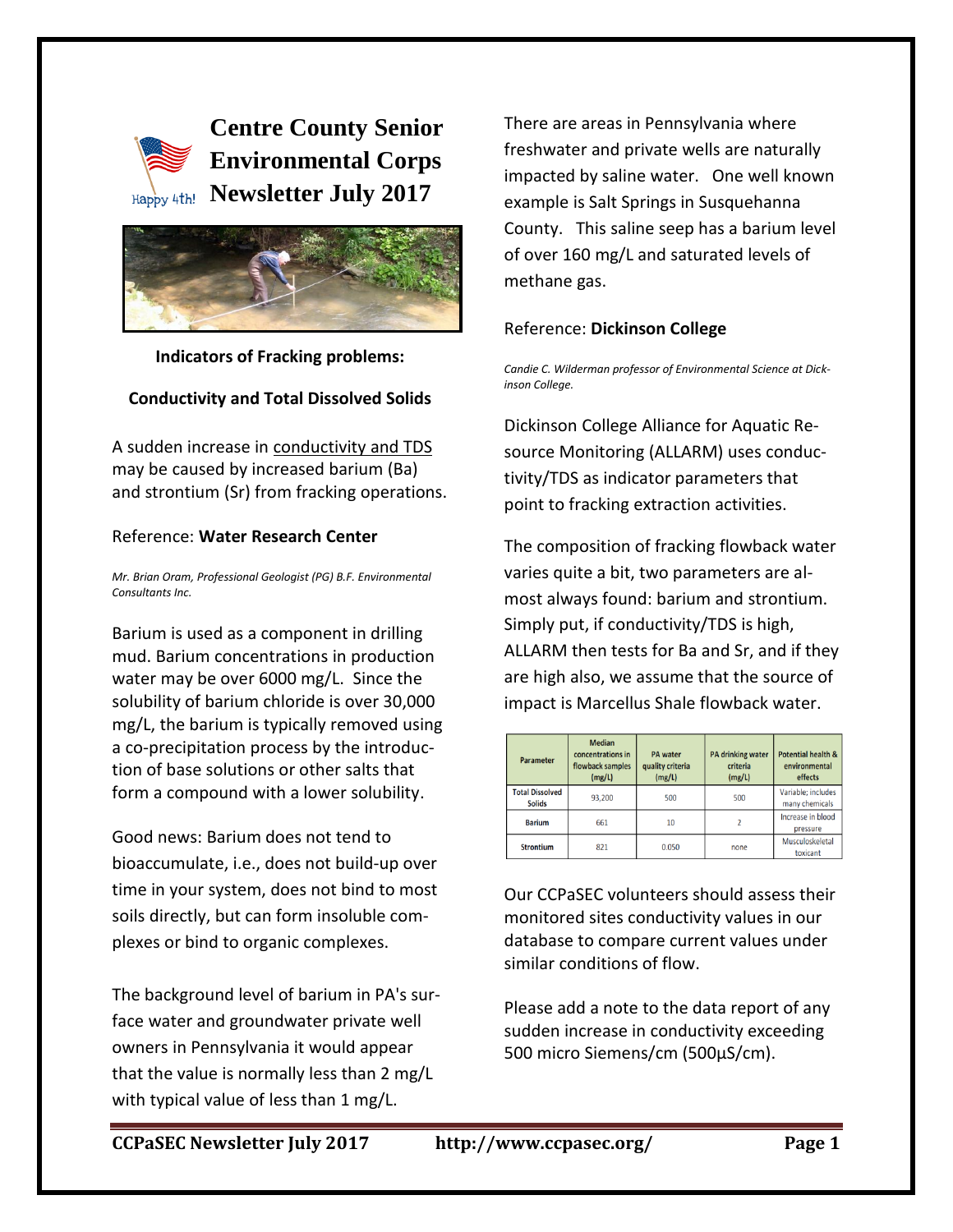# Centre County Senior Environmental Corps Newsletter July 2017

Happy 4th!

**Indicators of Fracking problems:**

**Conductivity and Total Dissolved Solids**

A sudden increase in conductivity and TDS may be caused by increased barium (Ba) and strontium (Sr) from fracking operations.

Reference: **Water Research Center**

*Mr. Brian Oram, Professional Geologist (PG) B.F. Environmental Consultants Inc.*

Barium is used as a component in drilling mud. Barium concentrations in production water may be over 6000 mg/L. Since the solubility of barium chloride is over 30,000 mg/L, the barium is typically removed using a co-precipitation process by the introduction of base solutions or other salts that form a compound with a lower solubility.

Good news: Barium does not tend to bioaccumulate, i.e., does not build-up over time in your system, does not bind to most soils directly, but can form insoluble complexes or bind to organic complexes.

The background level of barium in PA's surface water and groundwater private well owners in Pennsylvania it would appear that the value is normally less than 2 mg/L with typical value of less than 1 mg/L.

There are areas in Pennsylvania where freshwater and private wells are naturally impacted by saline water. One well known example is Salt Springs in Susquehanna County. This saline seep has a barium level of over 160 mg/L and saturated levels of methane gas.

Reference: **Dickinson College**

*Candie C. Wilderman professor of Environmental Science at Dickinson College.*

Dickinson College Alliance for Aquatic Resource Monitoring (ALLARM) uses conductivity/TDS as indicator parameters that point to fracking extraction activities.

The composition of fracking flowback water varies quite a bit, two parameters are almost always found: barium and strontium. Simply put, if conductivity/TDS is high, ALLARM then tests for Ba and Sr, and if they are high also, we assume that the source of impact is Marcellus Shale flowback water.

| Parameter | Median concentrations in flowback samples (mg/L) | PA water quality criteria (mg/L) | PA drinking water criteria (mg/L) | Potential health & environmental effects |
|---|---|---|---|---|
| Total Dissolved Solids | 93,200 | 500 | 500 | Variable; includes many chemicals |
| Barium | 661 | 10 | 2 | Increase in blood pressure |
| Strontium | 821 | 0.050 | none | Musculoskeletal toxicant |

Our CCPaSEC volunteers should assess their monitored sites conductivity values in our database to compare current values under similar conditions of flow.

Please add a note to the data report of any sudden increase in conductivity exceeding 500 micro Siemens/cm (500µS/cm).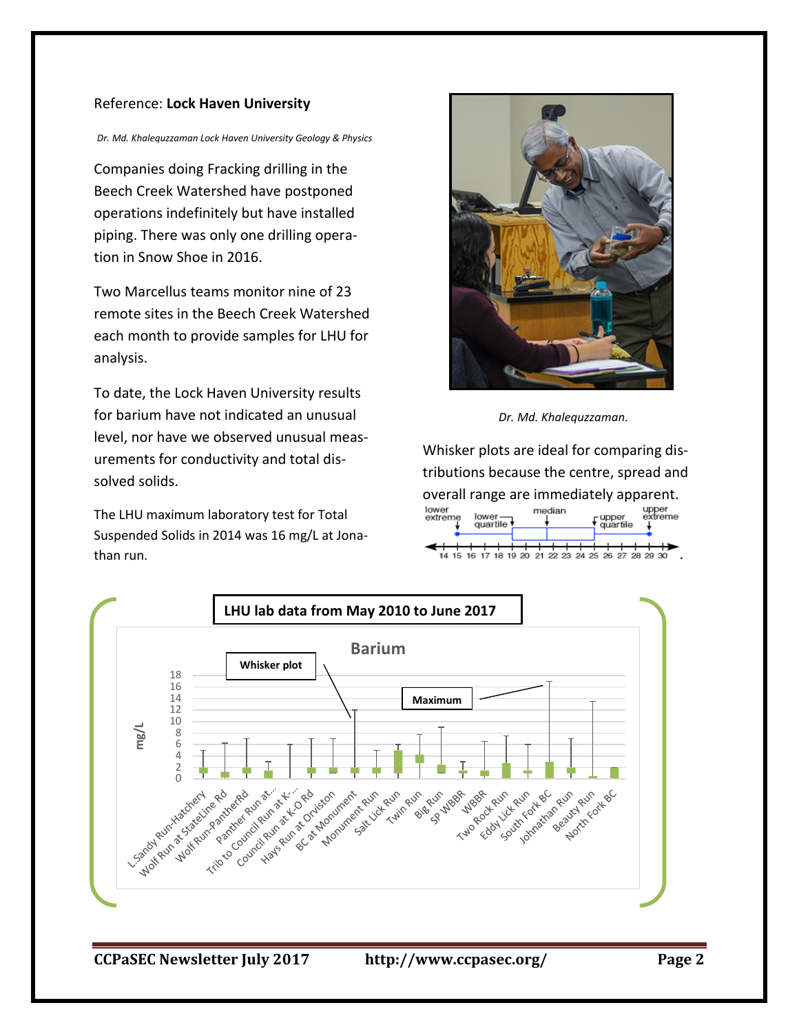Reference: **Lock Haven University**

*Dr. Md. Khalequzzaman Lock Haven University Geology & Physics*

Companies doing Fracking drilling in the Beech Creek Watershed have postponed operations indefinitely but have installed piping. There was only one drilling operation in Snow Shoe in 2016.

Two Marcellus teams monitor nine of 23 remote sites in the Beech Creek Watershed each month to provide samples for LHU for analysis.

To date, the Lock Haven University results for barium have not indicated an unusual level, nor have we observed unusual measurements for conductivity and total dissolved solids.

The LHU maximum laboratory test for Total Suspended Solids in 2014 was 16 mg/L at Jonathan run.

*Dr. Md. Khalequzzaman.*

Whisker plots are ideal for comparing distributions because the centre, spread and overall range are immediately apparent.

lower extreme
lower quartile
median
upper quartile
upper extreme
14 15 16 17 18 19 20 21 22 23 24 25 26 27 28 29 30

**LHU lab data from May 2010 to June 2017**

Barium

Whisker plot

Maximum

mg/L

0
2
4
6
8
10
12
14
16
18

L.Sandy Run-Hatchery
Wolf Run at StateLine Rd
Wolf Run-PantherRd
Panther Run at...
Trib to Council Run at K-...
Council Run at K-O Rd
Hays Run at Orviston
BC at Monument
Monument Run
Salt Lick Run
Twin Run
Big Run
SP WBBR
WBBR
Two Rock Run
Eddy Lick Run
South Fork BC
Johnathan Run
Beauty Run
North Fork BC